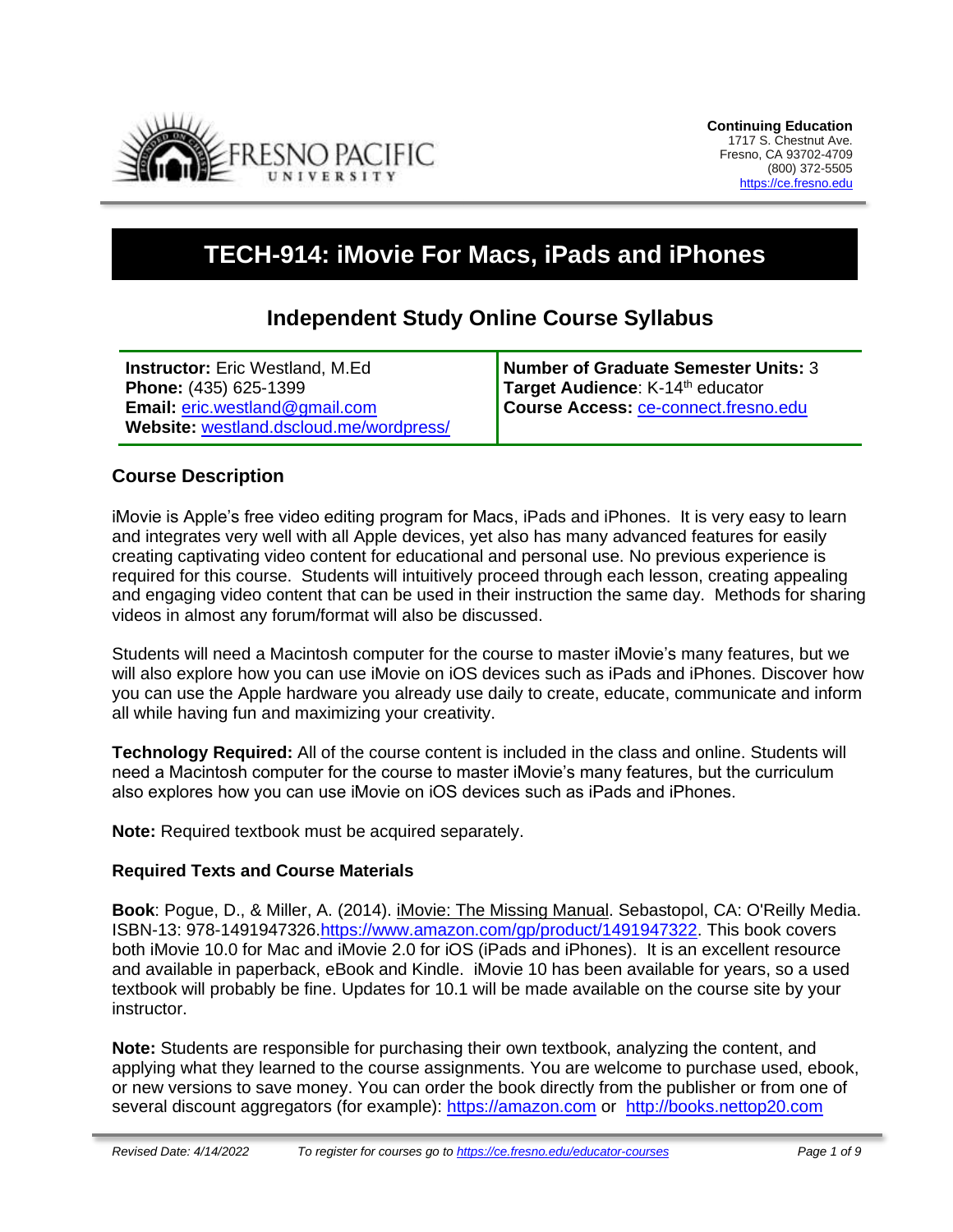**Continuing Education**
1717 S. Chestnut Ave.
Fresno, CA 93702-4709
(800) 372-5505
https://ce.fresno.edu

# TECH-914: iMovie For Macs, iPads and iPhones

## Independent Study Online Course Syllabus

| **Instructor:** Eric Westland, M.Ed<br>**Phone:** (435) 625-1399<br>**Email:** eric.westland@gmail.com<br>**Website:** westland.dscloud.me/wordpress/ | **Number of Graduate Semester Units:** 3<br>**Target Audience**: K-14th educator<br>**Course Access:** ce-connect.fresno.edu |
|---|---|

### Course Description

iMovie is Apple's free video editing program for Macs, iPads and iPhones. It is very easy to learn and integrates very well with all Apple devices, yet also has many advanced features for easily creating captivating video content for educational and personal use. No previous experience is required for this course. Students will intuitively proceed through each lesson, creating appealing and engaging video content that can be used in their instruction the same day. Methods for sharing videos in almost any forum/format will also be discussed.

Students will need a Macintosh computer for the course to master iMovie's many features, but we will also explore how you can use iMovie on iOS devices such as iPads and iPhones. Discover how you can use the Apple hardware you already use daily to create, educate, communicate and inform all while having fun and maximizing your creativity.

**Technology Required:** All of the course content is included in the class and online. Students will need a Macintosh computer for the course to master iMovie's many features, but the curriculum also explores how you can use iMovie on iOS devices such as iPads and iPhones.

**Note:** Required textbook must be acquired separately.

#### Required Texts and Course Materials

**Book**: Pogue, D., & Miller, A. (2014). iMovie: The Missing Manual. Sebastopol, CA: O'Reilly Media. ISBN-13: 978-1491947326.https://www.amazon.com/gp/product/1491947322. This book covers both iMovie 10.0 for Mac and iMovie 2.0 for iOS (iPads and iPhones). It is an excellent resource and available in paperback, eBook and Kindle. iMovie 10 has been available for years, so a used textbook will probably be fine. Updates for 10.1 will be made available on the course site by your instructor.

**Note:** Students are responsible for purchasing their own textbook, analyzing the content, and applying what they learned to the course assignments. You are welcome to purchase used, ebook, or new versions to save money. You can order the book directly from the publisher or from one of several discount aggregators (for example): https://amazon.com or http://books.nettop20.com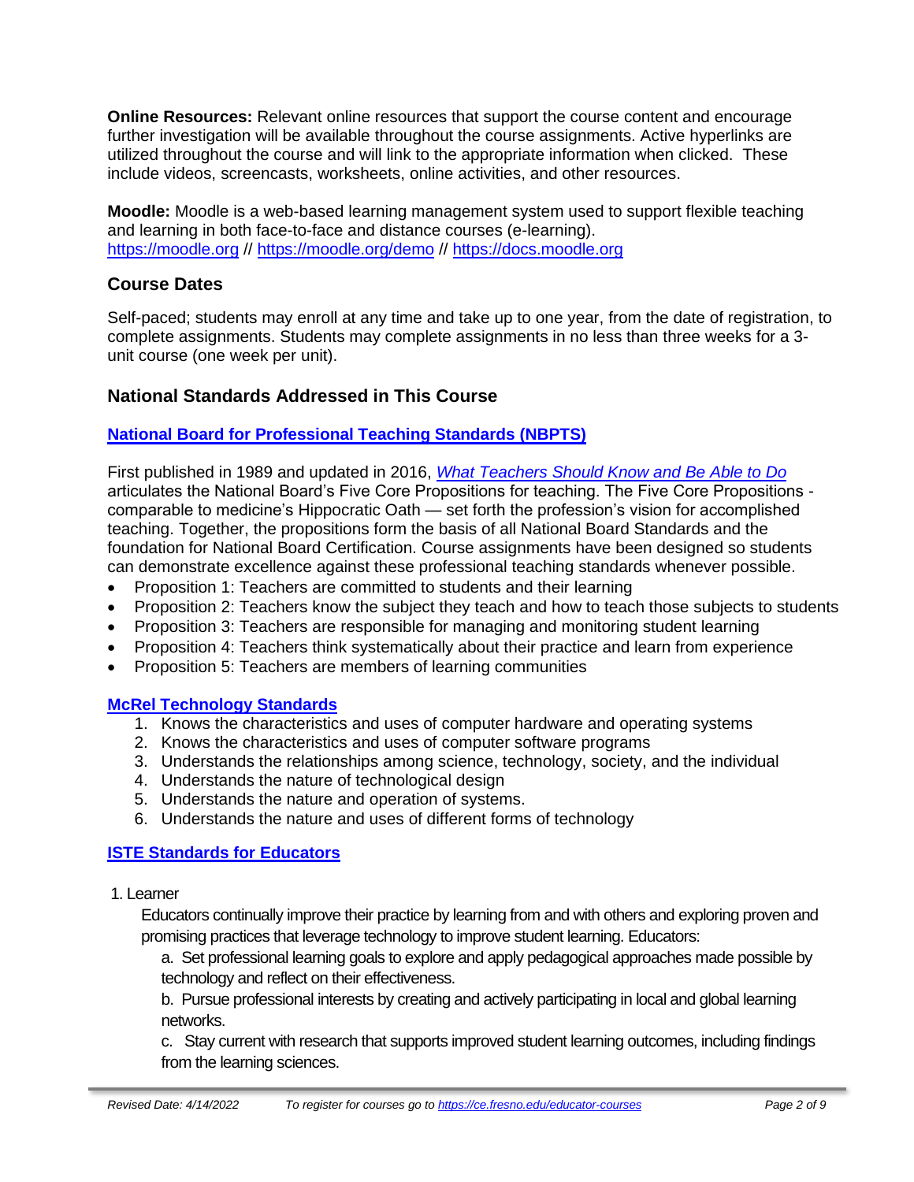**Online Resources:** Relevant online resources that support the course content and encourage further investigation will be available throughout the course assignments. Active hyperlinks are utilized throughout the course and will link to the appropriate information when clicked. These include videos, screencasts, worksheets, online activities, and other resources.

**Moodle:** Moodle is a web-based learning management system used to support flexible teaching and learning in both face-to-face and distance courses (e-learning). https://moodle.org // https://moodle.org/demo // https://docs.moodle.org

## Course Dates

Self-paced; students may enroll at any time and take up to one year, from the date of registration, to complete assignments. Students may complete assignments in no less than three weeks for a 3-unit course (one week per unit).

## National Standards Addressed in This Course

### National Board for Professional Teaching Standards (NBPTS)

First published in 1989 and updated in 2016, *What Teachers Should Know and Be Able to Do* articulates the National Board's Five Core Propositions for teaching. The Five Core Propositions - comparable to medicine's Hippocratic Oath — set forth the profession's vision for accomplished teaching. Together, the propositions form the basis of all National Board Standards and the foundation for National Board Certification. Course assignments have been designed so students can demonstrate excellence against these professional teaching standards whenever possible.

- Proposition 1: Teachers are committed to students and their learning
- Proposition 2: Teachers know the subject they teach and how to teach those subjects to students
- Proposition 3: Teachers are responsible for managing and monitoring student learning
- Proposition 4: Teachers think systematically about their practice and learn from experience
- Proposition 5: Teachers are members of learning communities

### McRel Technology Standards

1. Knows the characteristics and uses of computer hardware and operating systems
2. Knows the characteristics and uses of computer software programs
3. Understands the relationships among science, technology, society, and the individual
4. Understands the nature of technological design
5. Understands the nature and operation of systems.
6. Understands the nature and uses of different forms of technology

### ISTE Standards for Educators

1. Learner

   Educators continually improve their practice by learning from and with others and exploring proven and promising practices that leverage technology to improve student learning. Educators:

   a. Set professional learning goals to explore and apply pedagogical approaches made possible by technology and reflect on their effectiveness.

   b. Pursue professional interests by creating and actively participating in local and global learning networks.

   c. Stay current with research that supports improved student learning outcomes, including findings from the learning sciences.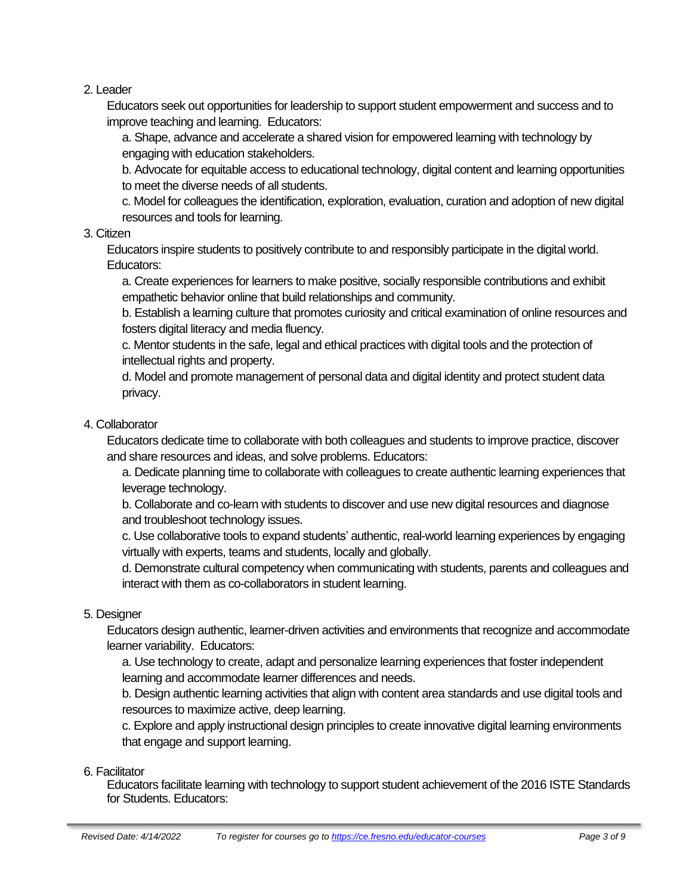2. Leader

   Educators seek out opportunities for leadership to support student empowerment and success and to improve teaching and learning. Educators:

   a. Shape, advance and accelerate a shared vision for empowered learning with technology by engaging with education stakeholders.

   b. Advocate for equitable access to educational technology, digital content and learning opportunities to meet the diverse needs of all students.

   c. Model for colleagues the identification, exploration, evaluation, curation and adoption of new digital resources and tools for learning.

3. Citizen

   Educators inspire students to positively contribute to and responsibly participate in the digital world. Educators:

   a. Create experiences for learners to make positive, socially responsible contributions and exhibit empathetic behavior online that build relationships and community.

   b. Establish a learning culture that promotes curiosity and critical examination of online resources and fosters digital literacy and media fluency.

   c. Mentor students in the safe, legal and ethical practices with digital tools and the protection of intellectual rights and property.

   d. Model and promote management of personal data and digital identity and protect student data privacy.

4. Collaborator

   Educators dedicate time to collaborate with both colleagues and students to improve practice, discover and share resources and ideas, and solve problems. Educators:

   a. Dedicate planning time to collaborate with colleagues to create authentic learning experiences that leverage technology.

   b. Collaborate and co-learn with students to discover and use new digital resources and diagnose and troubleshoot technology issues.

   c. Use collaborative tools to expand students' authentic, real-world learning experiences by engaging virtually with experts, teams and students, locally and globally.

   d. Demonstrate cultural competency when communicating with students, parents and colleagues and interact with them as co-collaborators in student learning.

5. Designer

   Educators design authentic, learner-driven activities and environments that recognize and accommodate learner variability. Educators:

   a. Use technology to create, adapt and personalize learning experiences that foster independent learning and accommodate learner differences and needs.

   b. Design authentic learning activities that align with content area standards and use digital tools and resources to maximize active, deep learning.

   c. Explore and apply instructional design principles to create innovative digital learning environments that engage and support learning.

6. Facilitator

   Educators facilitate learning with technology to support student achievement of the 2016 ISTE Standards for Students. Educators: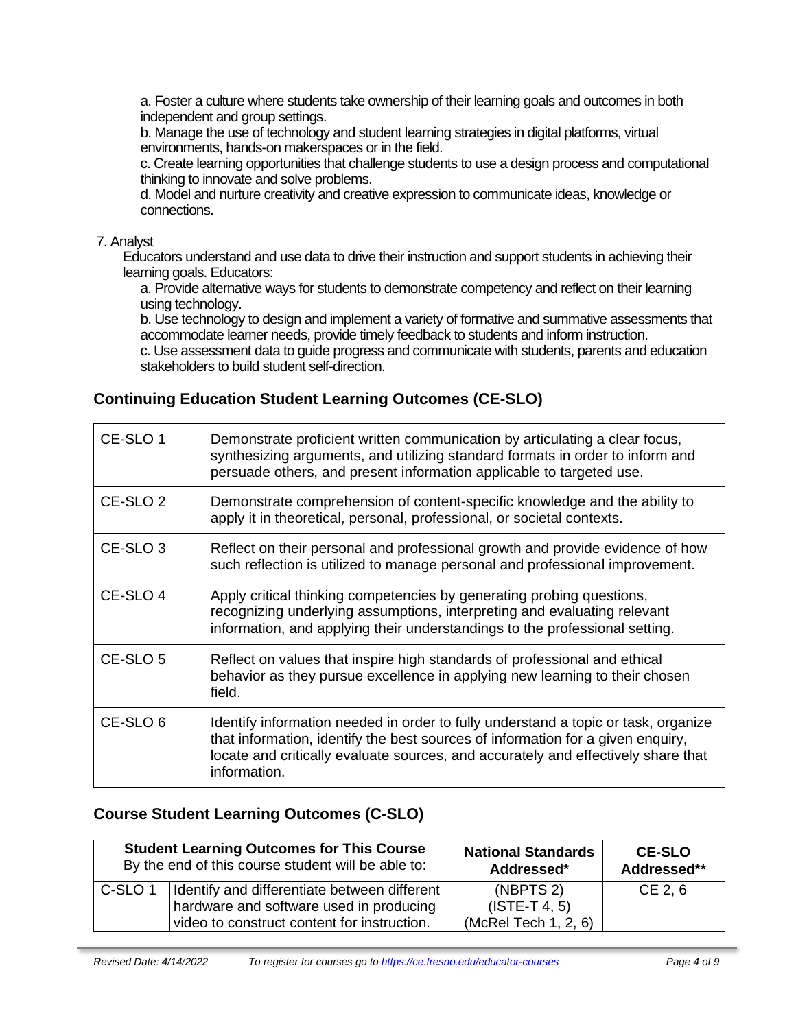a. Foster a culture where students take ownership of their learning goals and outcomes in both independent and group settings.
b. Manage the use of technology and student learning strategies in digital platforms, virtual environments, hands-on makerspaces or in the field.
c. Create learning opportunities that challenge students to use a design process and computational thinking to innovate and solve problems.
d. Model and nurture creativity and creative expression to communicate ideas, knowledge or connections.

7. Analyst
Educators understand and use data to drive their instruction and support students in achieving their learning goals. Educators:
a. Provide alternative ways for students to demonstrate competency and reflect on their learning using technology.
b. Use technology to design and implement a variety of formative and summative assessments that accommodate learner needs, provide timely feedback to students and inform instruction.
c. Use assessment data to guide progress and communicate with students, parents and education stakeholders to build student self-direction.

## Continuing Education Student Learning Outcomes (CE-SLO)

| | |
|---|---|
| CE-SLO 1 | Demonstrate proficient written communication by articulating a clear focus, synthesizing arguments, and utilizing standard formats in order to inform and persuade others, and present information applicable to targeted use. |
| CE-SLO 2 | Demonstrate comprehension of content-specific knowledge and the ability to apply it in theoretical, personal, professional, or societal contexts. |
| CE-SLO 3 | Reflect on their personal and professional growth and provide evidence of how such reflection is utilized to manage personal and professional improvement. |
| CE-SLO 4 | Apply critical thinking competencies by generating probing questions, recognizing underlying assumptions, interpreting and evaluating relevant information, and applying their understandings to the professional setting. |
| CE-SLO 5 | Reflect on values that inspire high standards of professional and ethical behavior as they pursue excellence in applying new learning to their chosen field. |
| CE-SLO 6 | Identify information needed in order to fully understand a topic or task, organize that information, identify the best sources of information for a given enquiry, locate and critically evaluate sources, and accurately and effectively share that information. |

## Course Student Learning Outcomes (C-SLO)

| **Student Learning Outcomes for This Course** By the end of this course student will be able to: | | **National Standards Addressed*** | **CE-SLO Addressed**** |
|---|---|---|---|
| C-SLO 1 | Identify and differentiate between different hardware and software used in producing video to construct content for instruction. | (NBPTS 2) (ISTE-T 4, 5) (McRel Tech 1, 2, 6) | CE 2, 6 |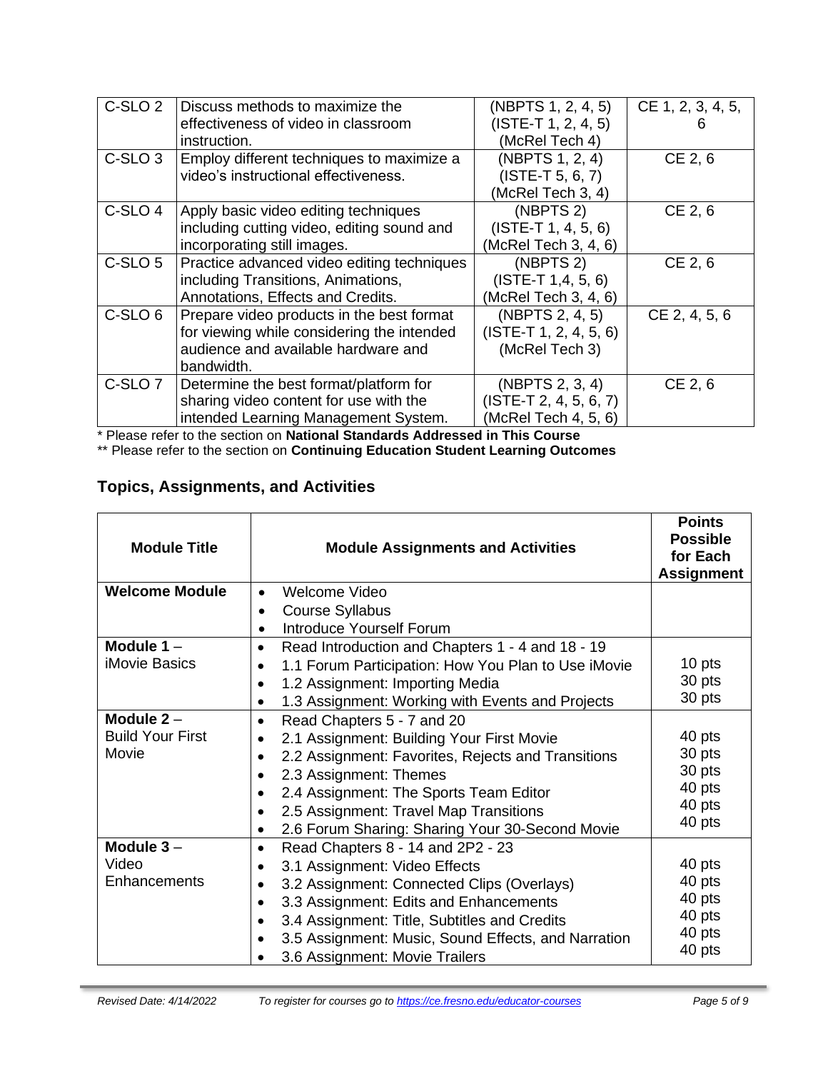| | | | |
|---|---|---|---|
| C-SLO 2 | Discuss methods to maximize the effectiveness of video in classroom instruction. | (NBPTS 1, 2, 4, 5) (ISTE-T 1, 2, 4, 5) (McRel Tech 4) | CE 1, 2, 3, 4, 5, 6 |
| C-SLO 3 | Employ different techniques to maximize a video's instructional effectiveness. | (NBPTS 1, 2, 4) (ISTE-T 5, 6, 7) (McRel Tech 3, 4) | CE 2, 6 |
| C-SLO 4 | Apply basic video editing techniques including cutting video, editing sound and incorporating still images. | (NBPTS 2) (ISTE-T 1, 4, 5, 6) (McRel Tech 3, 4, 6) | CE 2, 6 |
| C-SLO 5 | Practice advanced video editing techniques including Transitions, Animations, Annotations, Effects and Credits. | (NBPTS 2) (ISTE-T 1,4, 5, 6) (McRel Tech 3, 4, 6) | CE 2, 6 |
| C-SLO 6 | Prepare video products in the best format for viewing while considering the intended audience and available hardware and bandwidth. | (NBPTS 2, 4, 5) (ISTE-T 1, 2, 4, 5, 6) (McRel Tech 3) | CE 2, 4, 5, 6 |
| C-SLO 7 | Determine the best format/platform for sharing video content for use with the intended Learning Management System. | (NBPTS 2, 3, 4) (ISTE-T 2, 4, 5, 6, 7) (McRel Tech 4, 5, 6) | CE 2, 6 |

* Please refer to the section on **National Standards Addressed in This Course**

** Please refer to the section on **Continuing Education Student Learning Outcomes**

## Topics, Assignments, and Activities

| Module Title | Module Assignments and Activities | Points Possible for Each Assignment |
|---|---|---|
| **Welcome Module** | • Welcome Video<br>• Course Syllabus<br>• Introduce Yourself Forum | |
| **Module 1** – iMovie Basics | • Read Introduction and Chapters 1 - 4 and 18 - 19<br>• 1.1 Forum Participation: How You Plan to Use iMovie<br>• 1.2 Assignment: Importing Media<br>• 1.3 Assignment: Working with Events and Projects | 10 pts<br>30 pts<br>30 pts |
| **Module 2** – Build Your First Movie | • Read Chapters 5 - 7 and 20<br>• 2.1 Assignment: Building Your First Movie<br>• 2.2 Assignment: Favorites, Rejects and Transitions<br>• 2.3 Assignment: Themes<br>• 2.4 Assignment: The Sports Team Editor<br>• 2.5 Assignment: Travel Map Transitions<br>• 2.6 Forum Sharing: Sharing Your 30-Second Movie | 40 pts<br>30 pts<br>30 pts<br>40 pts<br>40 pts<br>40 pts |
| **Module 3** – Video Enhancements | • Read Chapters 8 - 14 and 2P2 - 23<br>• 3.1 Assignment: Video Effects<br>• 3.2 Assignment: Connected Clips (Overlays)<br>• 3.3 Assignment: Edits and Enhancements<br>• 3.4 Assignment: Title, Subtitles and Credits<br>• 3.5 Assignment: Music, Sound Effects, and Narration<br>• 3.6 Assignment: Movie Trailers | 40 pts<br>40 pts<br>40 pts<br>40 pts<br>40 pts<br>40 pts |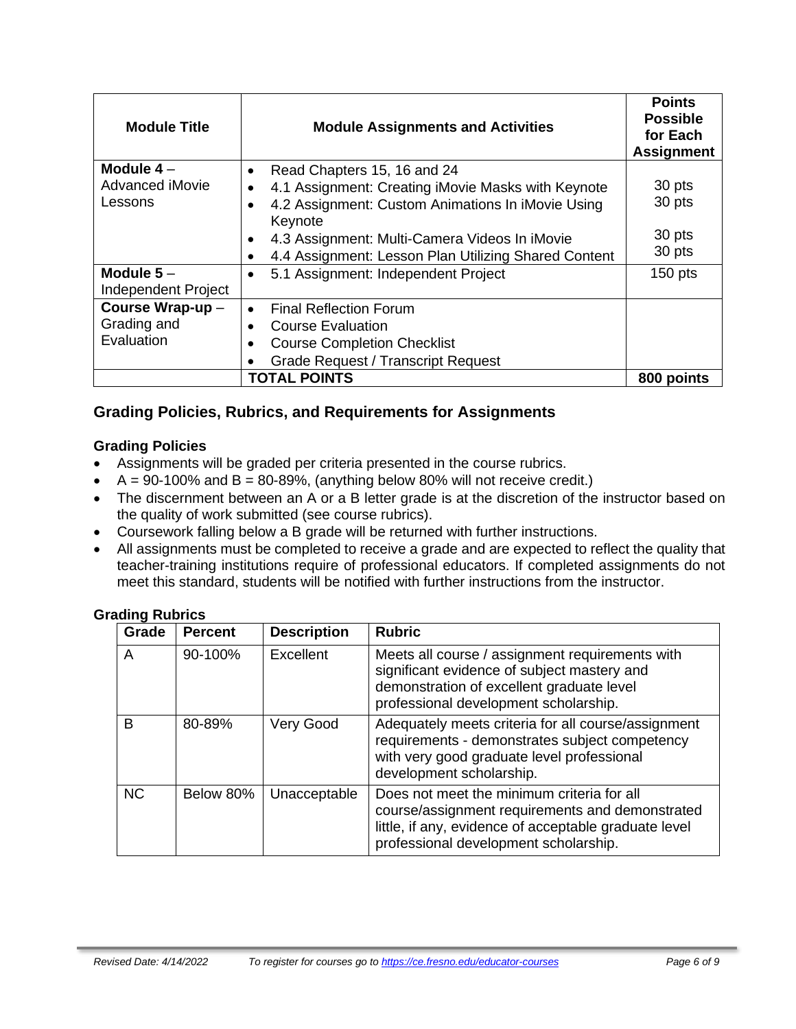| Module Title | Module Assignments and Activities | Points Possible for Each Assignment |
|---|---|---|
| **Module 4** – Advanced iMovie Lessons | • Read Chapters 15, 16 and 24<br>• 4.1 Assignment: Creating iMovie Masks with Keynote<br>• 4.2 Assignment: Custom Animations In iMovie Using Keynote<br>• 4.3 Assignment: Multi-Camera Videos In iMovie<br>• 4.4 Assignment: Lesson Plan Utilizing Shared Content | <br>30 pts<br>30 pts<br><br>30 pts<br>30 pts |
| **Module 5** – Independent Project | • 5.1 Assignment: Independent Project | 150 pts |
| **Course Wrap-up** – Grading and Evaluation | • Final Reflection Forum<br>• Course Evaluation<br>• Course Completion Checklist<br>• Grade Request / Transcript Request | |
| | **TOTAL POINTS** | **800 points** |

## Grading Policies, Rubrics, and Requirements for Assignments

### Grading Policies

- Assignments will be graded per criteria presented in the course rubrics.
- A = 90-100% and B = 80-89%, (anything below 80% will not receive credit.)
- The discernment between an A or a B letter grade is at the discretion of the instructor based on the quality of work submitted (see course rubrics).
- Coursework falling below a B grade will be returned with further instructions.
- All assignments must be completed to receive a grade and are expected to reflect the quality that teacher-training institutions require of professional educators. If completed assignments do not meet this standard, students will be notified with further instructions from the instructor.

### Grading Rubrics

| Grade | Percent | Description | Rubric |
|---|---|---|---|
| A | 90-100% | Excellent | Meets all course / assignment requirements with significant evidence of subject mastery and demonstration of excellent graduate level professional development scholarship. |
| B | 80-89% | Very Good | Adequately meets criteria for all course/assignment requirements - demonstrates subject competency with very good graduate level professional development scholarship. |
| NC | Below 80% | Unacceptable | Does not meet the minimum criteria for all course/assignment requirements and demonstrated little, if any, evidence of acceptable graduate level professional development scholarship. |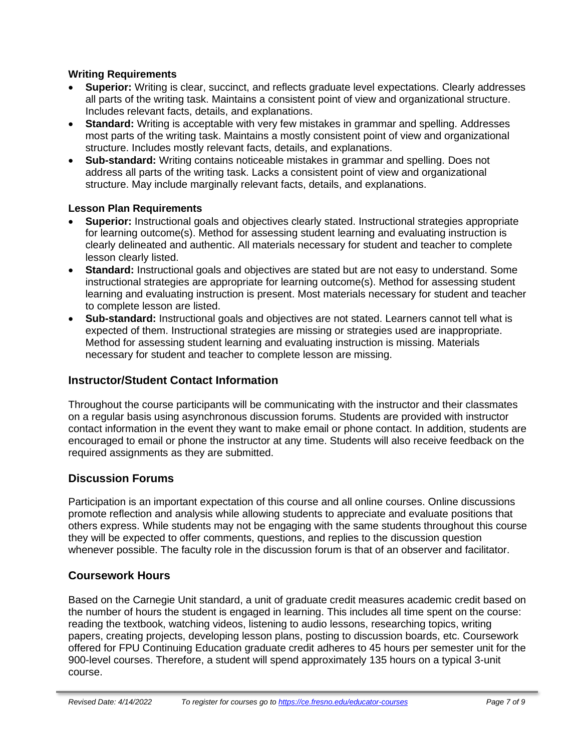**Writing Requirements**

- **Superior:** Writing is clear, succinct, and reflects graduate level expectations. Clearly addresses all parts of the writing task. Maintains a consistent point of view and organizational structure. Includes relevant facts, details, and explanations.
- **Standard:** Writing is acceptable with very few mistakes in grammar and spelling. Addresses most parts of the writing task. Maintains a mostly consistent point of view and organizational structure. Includes mostly relevant facts, details, and explanations.
- **Sub-standard:** Writing contains noticeable mistakes in grammar and spelling. Does not address all parts of the writing task. Lacks a consistent point of view and organizational structure. May include marginally relevant facts, details, and explanations.

**Lesson Plan Requirements**

- **Superior:** Instructional goals and objectives clearly stated. Instructional strategies appropriate for learning outcome(s). Method for assessing student learning and evaluating instruction is clearly delineated and authentic. All materials necessary for student and teacher to complete lesson clearly listed.
- **Standard:** Instructional goals and objectives are stated but are not easy to understand. Some instructional strategies are appropriate for learning outcome(s). Method for assessing student learning and evaluating instruction is present. Most materials necessary for student and teacher to complete lesson are listed.
- **Sub-standard:** Instructional goals and objectives are not stated. Learners cannot tell what is expected of them. Instructional strategies are missing or strategies used are inappropriate. Method for assessing student learning and evaluating instruction is missing. Materials necessary for student and teacher to complete lesson are missing.

## Instructor/Student Contact Information

Throughout the course participants will be communicating with the instructor and their classmates on a regular basis using asynchronous discussion forums. Students are provided with instructor contact information in the event they want to make email or phone contact. In addition, students are encouraged to email or phone the instructor at any time. Students will also receive feedback on the required assignments as they are submitted.

## Discussion Forums

Participation is an important expectation of this course and all online courses. Online discussions promote reflection and analysis while allowing students to appreciate and evaluate positions that others express. While students may not be engaging with the same students throughout this course they will be expected to offer comments, questions, and replies to the discussion question whenever possible. The faculty role in the discussion forum is that of an observer and facilitator.

## Coursework Hours

Based on the Carnegie Unit standard, a unit of graduate credit measures academic credit based on the number of hours the student is engaged in learning. This includes all time spent on the course: reading the textbook, watching videos, listening to audio lessons, researching topics, writing papers, creating projects, developing lesson plans, posting to discussion boards, etc. Coursework offered for FPU Continuing Education graduate credit adheres to 45 hours per semester unit for the 900-level courses. Therefore, a student will spend approximately 135 hours on a typical 3-unit course.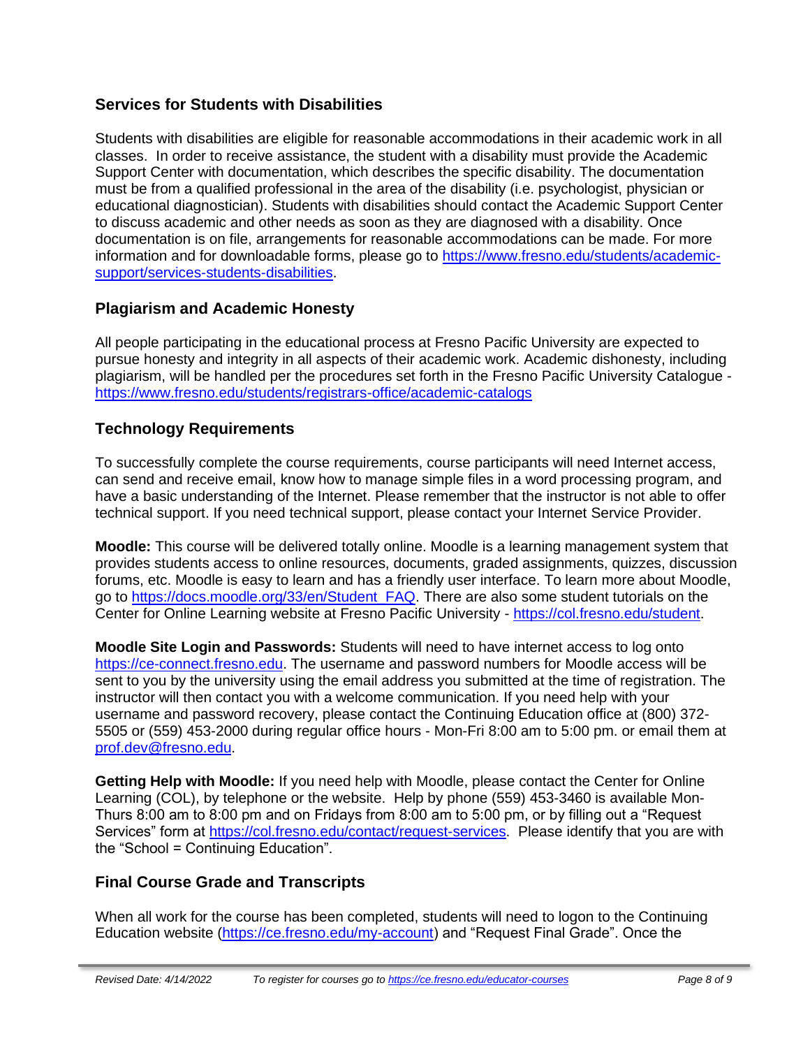## Services for Students with Disabilities

Students with disabilities are eligible for reasonable accommodations in their academic work in all classes. In order to receive assistance, the student with a disability must provide the Academic Support Center with documentation, which describes the specific disability. The documentation must be from a qualified professional in the area of the disability (i.e. psychologist, physician or educational diagnostician). Students with disabilities should contact the Academic Support Center to discuss academic and other needs as soon as they are diagnosed with a disability. Once documentation is on file, arrangements for reasonable accommodations can be made. For more information and for downloadable forms, please go to https://www.fresno.edu/students/academic-support/services-students-disabilities.

## Plagiarism and Academic Honesty

All people participating in the educational process at Fresno Pacific University are expected to pursue honesty and integrity in all aspects of their academic work. Academic dishonesty, including plagiarism, will be handled per the procedures set forth in the Fresno Pacific University Catalogue - https://www.fresno.edu/students/registrars-office/academic-catalogs

## Technology Requirements

To successfully complete the course requirements, course participants will need Internet access, can send and receive email, know how to manage simple files in a word processing program, and have a basic understanding of the Internet. Please remember that the instructor is not able to offer technical support. If you need technical support, please contact your Internet Service Provider.

**Moodle:** This course will be delivered totally online. Moodle is a learning management system that provides students access to online resources, documents, graded assignments, quizzes, discussion forums, etc. Moodle is easy to learn and has a friendly user interface. To learn more about Moodle, go to https://docs.moodle.org/33/en/Student_FAQ. There are also some student tutorials on the Center for Online Learning website at Fresno Pacific University - https://col.fresno.edu/student.

**Moodle Site Login and Passwords:** Students will need to have internet access to log onto https://ce-connect.fresno.edu. The username and password numbers for Moodle access will be sent to you by the university using the email address you submitted at the time of registration. The instructor will then contact you with a welcome communication. If you need help with your username and password recovery, please contact the Continuing Education office at (800) 372-5505 or (559) 453-2000 during regular office hours - Mon-Fri 8:00 am to 5:00 pm. or email them at prof.dev@fresno.edu.

**Getting Help with Moodle:** If you need help with Moodle, please contact the Center for Online Learning (COL), by telephone or the website. Help by phone (559) 453-3460 is available Mon-Thurs 8:00 am to 8:00 pm and on Fridays from 8:00 am to 5:00 pm, or by filling out a "Request Services" form at https://col.fresno.edu/contact/request-services. Please identify that you are with the "School = Continuing Education".

## Final Course Grade and Transcripts

When all work for the course has been completed, students will need to logon to the Continuing Education website (https://ce.fresno.edu/my-account) and "Request Final Grade". Once the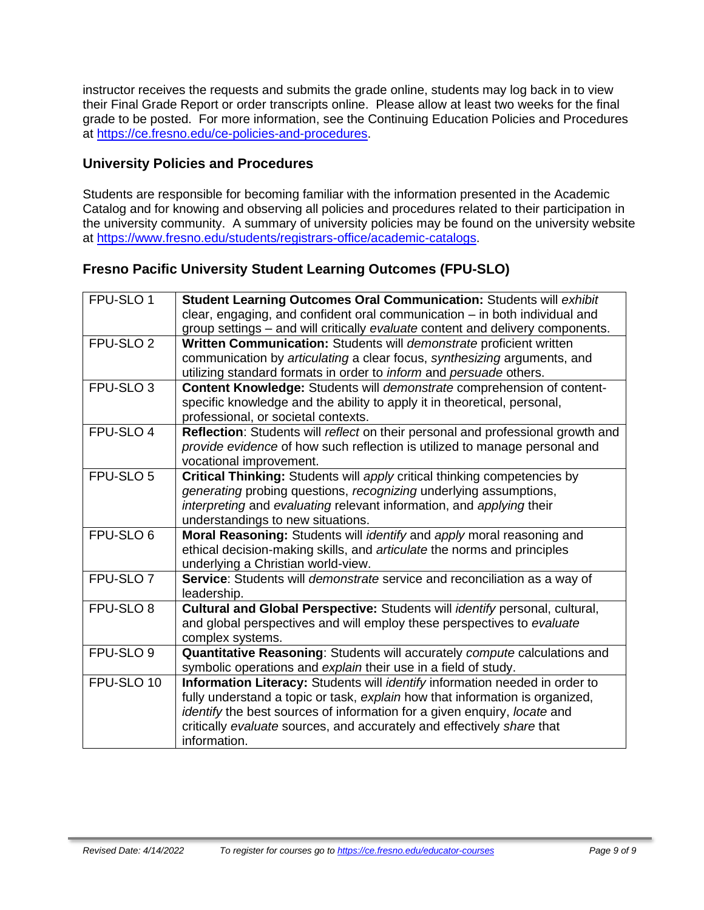instructor receives the requests and submits the grade online, students may log back in to view their Final Grade Report or order transcripts online. Please allow at least two weeks for the final grade to be posted. For more information, see the Continuing Education Policies and Procedures at https://ce.fresno.edu/ce-policies-and-procedures.

### University Policies and Procedures

Students are responsible for becoming familiar with the information presented in the Academic Catalog and for knowing and observing all policies and procedures related to their participation in the university community. A summary of university policies may be found on the university website at https://www.fresno.edu/students/registrars-office/academic-catalogs.

## Fresno Pacific University Student Learning Outcomes (FPU-SLO)

| | |
|---|---|
| FPU-SLO 1 | **Student Learning Outcomes Oral Communication:** Students will *exhibit* clear, engaging, and confident oral communication – in both individual and group settings – and will critically *evaluate* content and delivery components. |
| FPU-SLO 2 | **Written Communication:** Students will *demonstrate* proficient written communication by *articulating* a clear focus, *synthesizing* arguments, and utilizing standard formats in order to *inform* and *persuade* others. |
| FPU-SLO 3 | **Content Knowledge:** Students will *demonstrate* comprehension of content-specific knowledge and the ability to apply it in theoretical, personal, professional, or societal contexts. |
| FPU-SLO 4 | **Reflection**: Students will *reflect* on their personal and professional growth and *provide evidence* of how such reflection is utilized to manage personal and vocational improvement. |
| FPU-SLO 5 | **Critical Thinking:** Students will *apply* critical thinking competencies by *generating* probing questions, *recognizing* underlying assumptions, *interpreting* and *evaluating* relevant information, and *applying* their understandings to new situations. |
| FPU-SLO 6 | **Moral Reasoning:** Students will *identify* and *apply* moral reasoning and ethical decision-making skills, and *articulate* the norms and principles underlying a Christian world-view. |
| FPU-SLO 7 | **Service**: Students will *demonstrate* service and reconciliation as a way of leadership. |
| FPU-SLO 8 | **Cultural and Global Perspective:** Students will *identify* personal, cultural, and global perspectives and will employ these perspectives to *evaluate* complex systems. |
| FPU-SLO 9 | **Quantitative Reasoning**: Students will accurately *compute* calculations and symbolic operations and *explain* their use in a field of study. |
| FPU-SLO 10 | **Information Literacy:** Students will *identify* information needed in order to fully understand a topic or task, *explain* how that information is organized, *identify* the best sources of information for a given enquiry, *locate* and critically *evaluate* sources, and accurately and effectively *share* that information. |